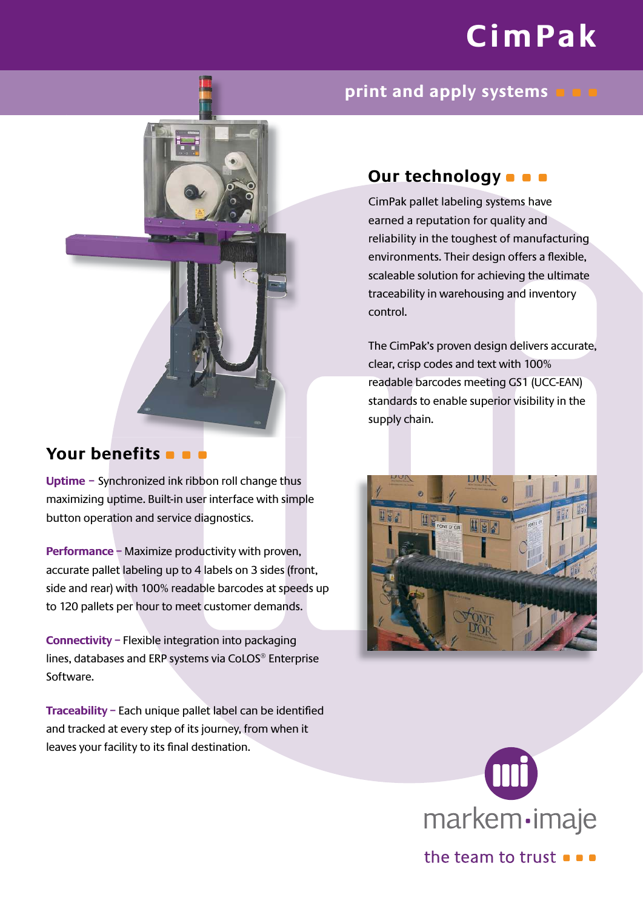# CimPak

## print and apply systems

## Our technology

CimPak pallet labeling systems have earned a reputation for quality and reliability in the toughest of manufacturing environments. Their design offers a flexible, scaleable solution for achieving the ultimate traceability in warehousing and inventory control.

The CimPak's proven design delivers accurate, clear, crisp codes and text with 100% readable barcodes meeting GS1 (UCC-EAN) standards to enable superior visibility in the supply chain.

## Your benefits

**Uptime** – Synchronized ink ribbon roll change thus maximizing uptime. Built-in user interface with simple button operation and service diagnostics.

**Performance** – Maximize productivity with proven, accurate pallet labeling up to 4 labels on 3 sides (front, side and rear) with 100% readable barcodes at speeds up to 120 pallets per hour to meet customer demands.

**Connectivity** – Flexible integration into packaging lines, databases and ERP systems via CoLOS® Enterprise Software.

**Traceability** – Each unique pallet label can be identified and tracked at every step of its journey, from when it leaves your facility to its final destination.

markem·imaje

the team to trust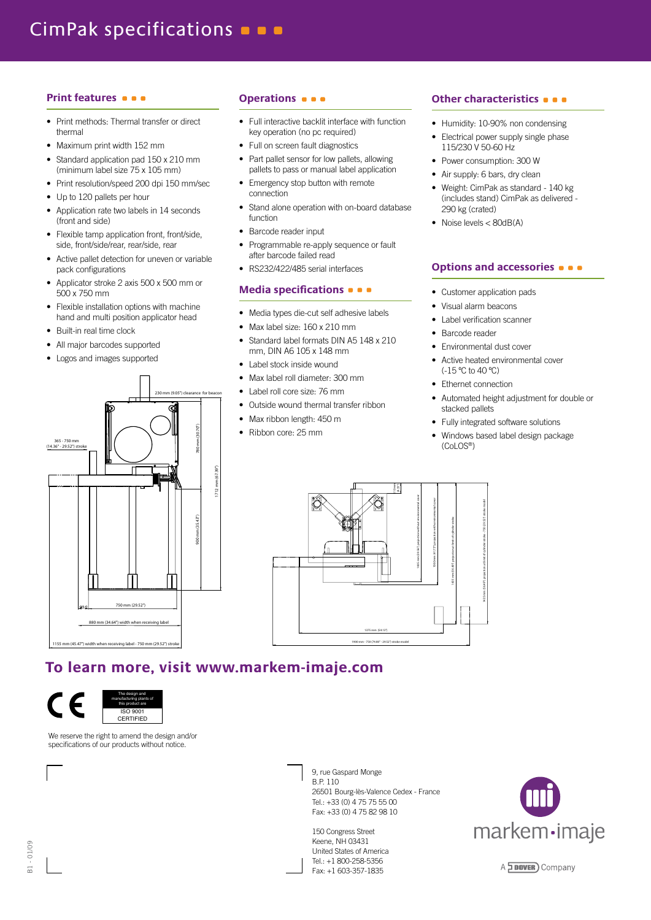# CimPak specifications

## Print features

- Print methods: Thermal transfer or direct thermal
- Maximum print width 152 mm
- Standard application pad 150 x 210 mm (minimum label size 75 x 105 mm)
- Print resolution/speed 200 dpi 150 mm/sec
- Up to 120 pallets per hour
- Application rate two labels in 14 seconds (front and side)
- Flexible tamp application front, front/side, side, front/side/rear, rear/side, rear
- Active pallet detection for uneven or variable pack configurations
- Applicator stroke 2 axis 500 x 500 mm or 500 x 750 mm
- Flexible installation options with machine hand and multi position applicator head
- Built-in real time clock
- All major barcodes supported
- Logos and images supported

## Operations

- Full interactive backlit interface with function key operation (no pc required)
- Full on screen fault diagnostics
- Part pallet sensor for low pallets, allowing pallets to pass or manual label application
- Emergency stop button with remote connection
- Stand alone operation with on-board database function
- Barcode reader input
- Programmable re-apply sequence or fault after barcode failed read
- RS232/422/485 serial interfaces

## Media specifications

- Media types die-cut self adhesive labels
- Max label size: 160 x 210 mm
- Standard label formats DIN A5 148 x 210 mm, DIN A6 105 x 148 mm
- Label stock inside wound
- Max label roll diameter: 300 mm
- Label roll core size: 76 mm
- Outside wound thermal transfer ribbon
- Max ribbon length: 450 m
- Ribbon core: 25 mm

## Other characteristics

- Humidity: 10-90% non condensing
- Electrical power supply single phase 115/230 V 50-60 Hz
- Power consumption: 300 W
- Air supply: 6 bars, dry clean
- Weight: CimPak as standard - 140 kg (includes stand) CimPak as delivered - 290 kg (crated)
- Noise levels < 80dB(A)

## Options and accessories

- Customer application pads
- Visual alarm beacons
- Label verification scanner
- Barcode reader
- Environmental dust cover
- Active heated environmental cover (-15 °C to 40 °C)
- Ethernet connection
- Automated height adjustment for double or stacked pallets
- Fully integrated software solutions
- Windows based label design package (CoLOS®)

230 mm (9.05") clearance for beacon
365 - 750 mm (14.36" - 29.52") stroke
780 mm (30.70")
1712 mm (67.39")
900 mm (35.43")
750 mm (29.52")
880 mm (34.64") width when receiving label
1155 mm (45.47") width when receiving label - 750 mm (29.52") stroke

1375 mm (54.13")
1900 mm - 750 (74.80" - 29.52") stroke model

## To learn more, visit www.markem-imaje.com

The design and manufacturing plants of this product are ISO 9001 CERTIFIED

We reserve the right to amend the design and/or specifications of our products without notice.

9, rue Gaspard Monge
B.P. 110
26501 Bourg-lès-Valence Cedex - France
Tel.: +33 (0) 4 75 75 55 00
Fax: +33 (0) 4 75 82 98 10

150 Congress Street
Keene, NH 03431
United States of America
Tel.: +1 800-258-5356
Fax: +1 603-357-1835

markem·imaje
A DOVER Company

B1 - 01/09